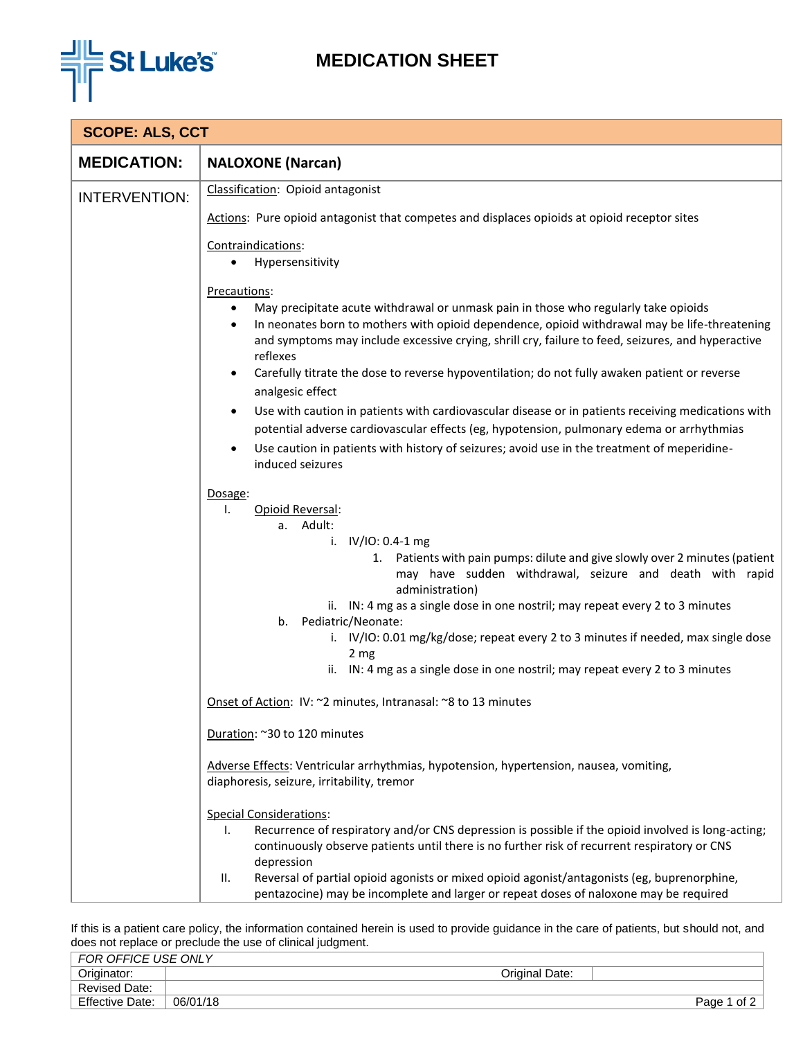# MEDICATION SHEET

**SCOPE: ALS, CCT**

| **MEDICATION:** | **NALOXONE (Narcan)** |
|---|---|

**INTERVENTION:**

Classification: Opioid antagonist

Actions: Pure opioid antagonist that competes and displaces opioids at opioid receptor sites

Contraindications:

- Hypersensitivity

Precautions:

- May precipitate acute withdrawal or unmask pain in those who regularly take opioids
- In neonates born to mothers with opioid dependence, opioid withdrawal may be life-threatening and symptoms may include excessive crying, shrill cry, failure to feed, seizures, and hyperactive reflexes
- Carefully titrate the dose to reverse hypoventilation; do not fully awaken patient or reverse analgesic effect
- Use with caution in patients with cardiovascular disease or in patients receiving medications with potential adverse cardiovascular effects (eg, hypotension, pulmonary edema or arrhythmias
- Use caution in patients with history of seizures; avoid use in the treatment of meperidine-induced seizures

Dosage:

I. Opioid Reversal:
   a. Adult:
      i. IV/IO: 0.4-1 mg
         1. Patients with pain pumps: dilute and give slowly over 2 minutes (patient may have sudden withdrawal, seizure and death with rapid administration)
      ii. IN: 4 mg as a single dose in one nostril; may repeat every 2 to 3 minutes
   b. Pediatric/Neonate:
      i. IV/IO: 0.01 mg/kg/dose; repeat every 2 to 3 minutes if needed, max single dose 2 mg
      ii. IN: 4 mg as a single dose in one nostril; may repeat every 2 to 3 minutes

Onset of Action: IV: ~2 minutes, Intranasal: ~8 to 13 minutes

Duration: ~30 to 120 minutes

Adverse Effects: Ventricular arrhythmias, hypotension, hypertension, nausea, vomiting, diaphoresis, seizure, irritability, tremor

Special Considerations:

I. Recurrence of respiratory and/or CNS depression is possible if the opioid involved is long-acting; continuously observe patients until there is no further risk of recurrent respiratory or CNS depression
II. Reversal of partial opioid agonists or mixed opioid agonist/antagonists (eg, buprenorphine, pentazocine) may be incomplete and larger or repeat doses of naloxone may be required

If this is a patient care policy, the information contained herein is used to provide guidance in the care of patients, but should not, and does not replace or preclude the use of clinical judgment.

| *FOR OFFICE USE ONLY* | | | |
|---|---|---|---|
| Originator: | | Original Date: | |
| Revised Date: | | | |
| Effective Date: | 06/01/18 | | |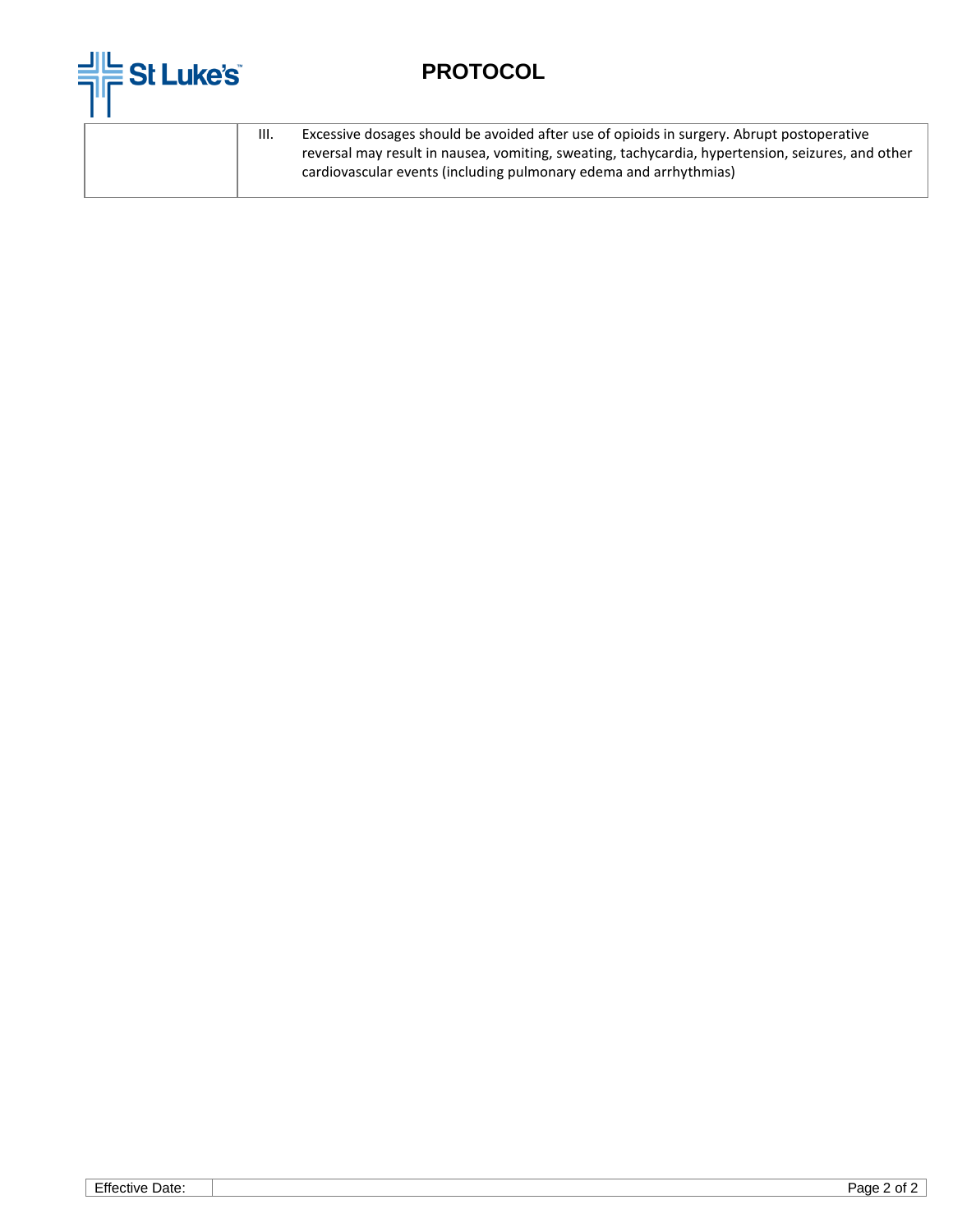| | |
|---|---|
| | III. Excessive dosages should be avoided after use of opioids in surgery. Abrupt postoperative reversal may result in nausea, vomiting, sweating, tachycardia, hypertension, seizures, and other cardiovascular events (including pulmonary edema and arrhythmias) |